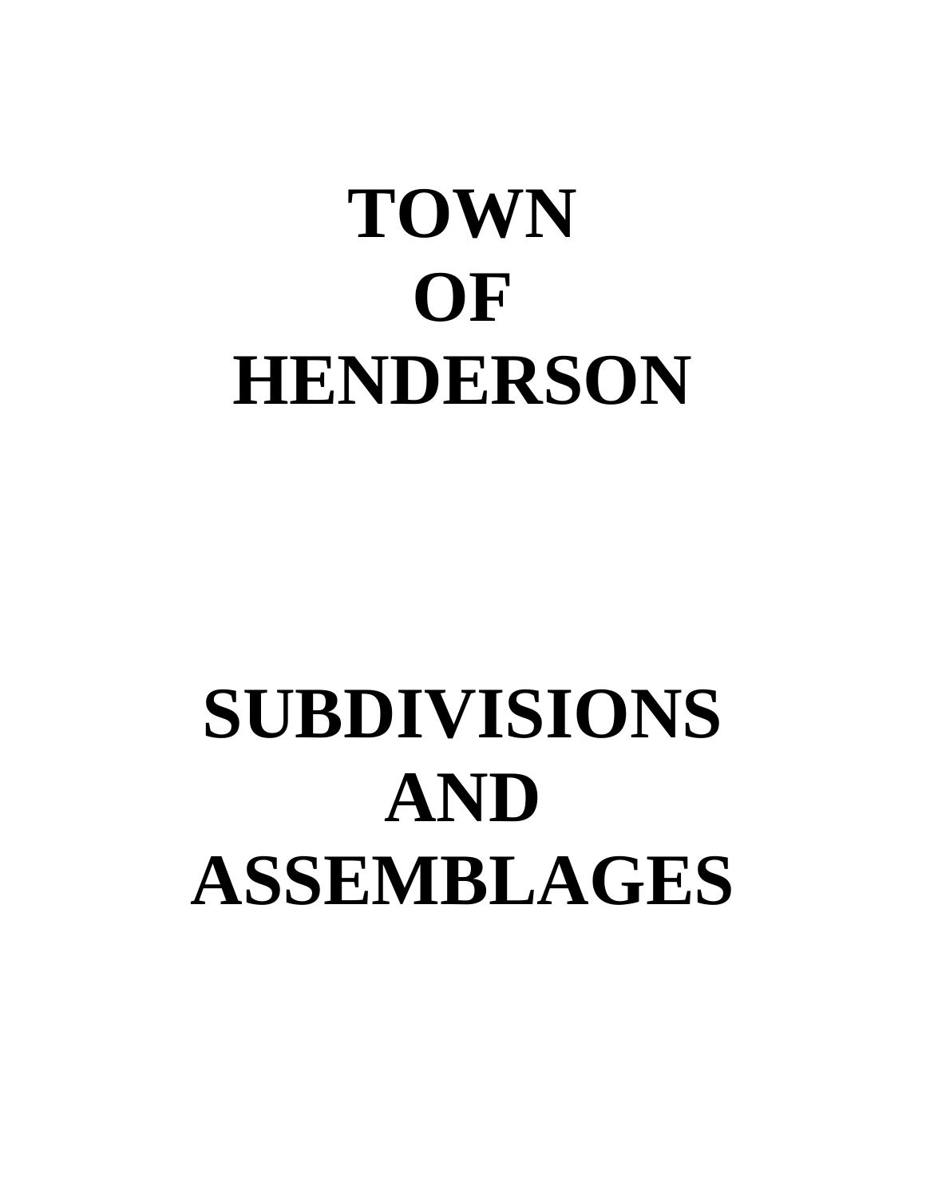# TOWN OF HENDERSON

# SUBDIVISIONS AND ASSEMBLAGES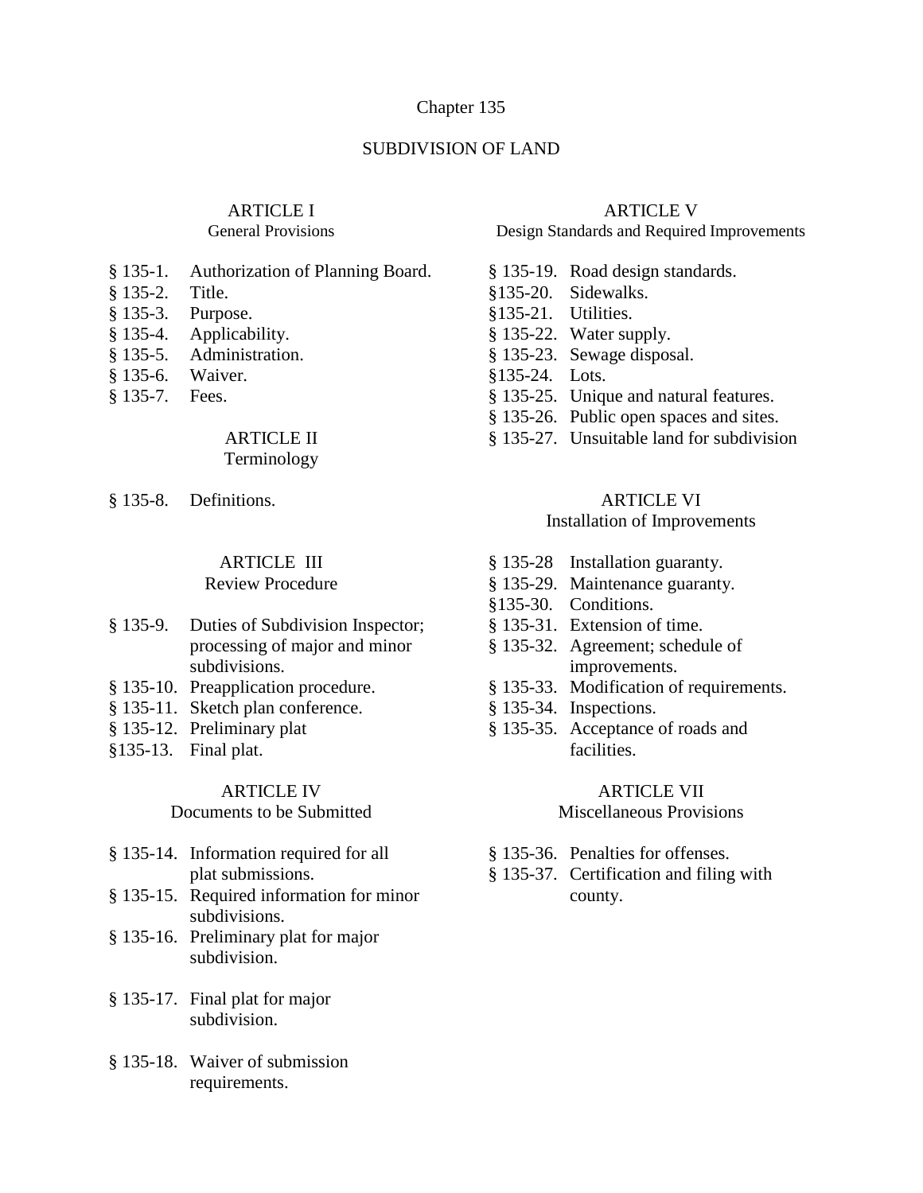# Chapter 135

# SUBDIVISION OF LAND

## ARTICLE I
### General Provisions

§ 135-1. Authorization of Planning Board.
§ 135-2. Title.
§ 135-3. Purpose.
§ 135-4. Applicability.
§ 135-5. Administration.
§ 135-6. Waiver.
§ 135-7. Fees.

## ARTICLE II
### Terminology

§ 135-8. Definitions.

## ARTICLE III
### Review Procedure

§ 135-9. Duties of Subdivision Inspector; processing of major and minor subdivisions.
§ 135-10. Preapplication procedure.
§ 135-11. Sketch plan conference.
§ 135-12. Preliminary plat
§135-13. Final plat.

## ARTICLE IV
### Documents to be Submitted

§ 135-14. Information required for all plat submissions.
§ 135-15. Required information for minor subdivisions.
§ 135-16. Preliminary plat for major subdivision.
§ 135-17. Final plat for major subdivision.
§ 135-18. Waiver of submission requirements.

## ARTICLE V
### Design Standards and Required Improvements

§ 135-19. Road design standards.
§135-20. Sidewalks.
§135-21. Utilities.
§ 135-22. Water supply.
§ 135-23. Sewage disposal.
§135-24. Lots.
§ 135-25. Unique and natural features.
§ 135-26. Public open spaces and sites.
§ 135-27. Unsuitable land for subdivision

## ARTICLE VI
### Installation of Improvements

§ 135-28 Installation guaranty.
§ 135-29. Maintenance guaranty.
§135-30. Conditions.
§ 135-31. Extension of time.
§ 135-32. Agreement; schedule of improvements.
§ 135-33. Modification of requirements.
§ 135-34. Inspections.
§ 135-35. Acceptance of roads and facilities.

## ARTICLE VII
### Miscellaneous Provisions

§ 135-36. Penalties for offenses.
§ 135-37. Certification and filing with county.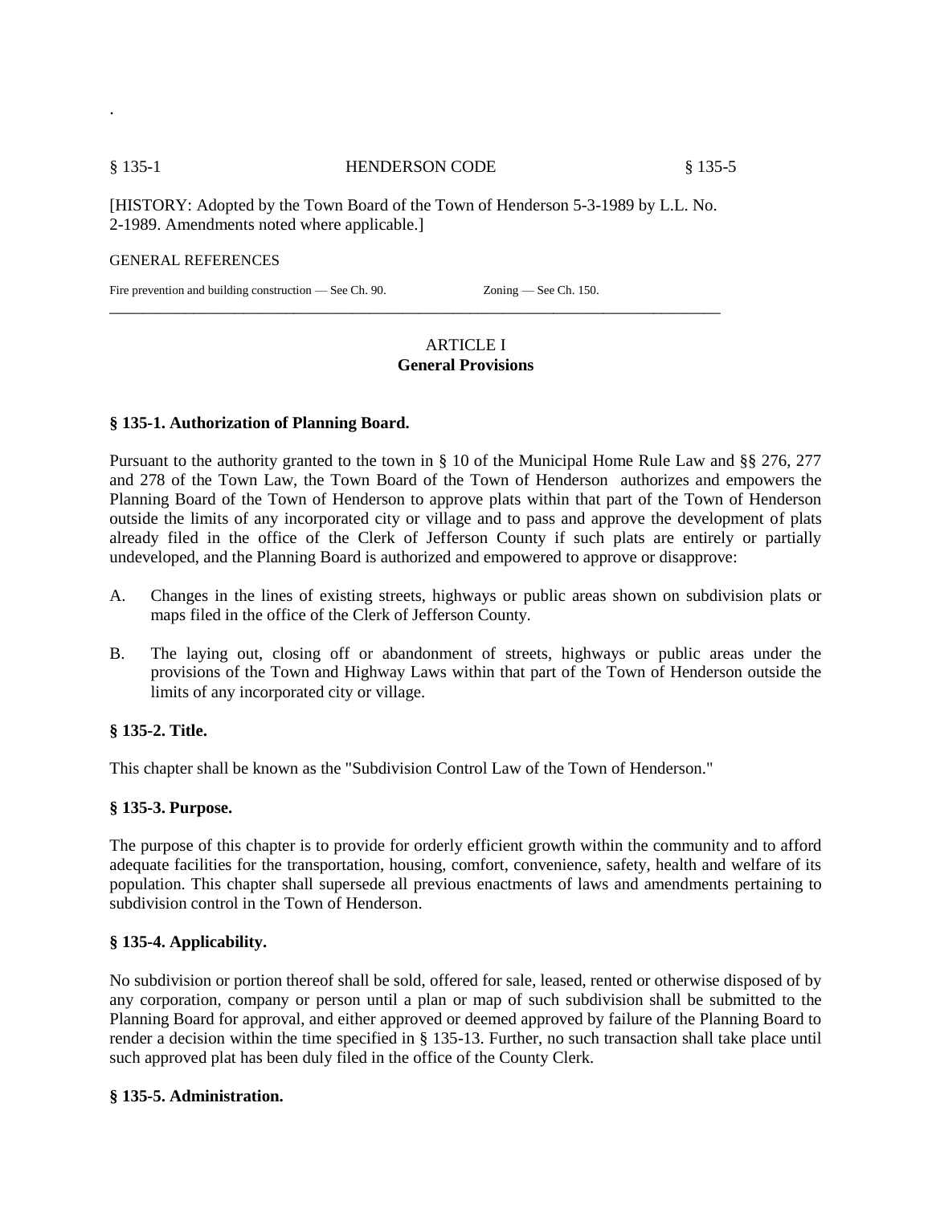[HISTORY: Adopted by the Town Board of the Town of Henderson 5-3-1989 by L.L. No. 2-1989. Amendments noted where applicable.]

GENERAL REFERENCES

Fire prevention and building construction — See Ch. 90. Zoning — See Ch. 150.

---

## ARTICLE I
## General Provisions

### § 135-1. Authorization of Planning Board.

Pursuant to the authority granted to the town in § 10 of the Municipal Home Rule Law and §§ 276, 277 and 278 of the Town Law, the Town Board of the Town of Henderson authorizes and empowers the Planning Board of the Town of Henderson to approve plats within that part of the Town of Henderson outside the limits of any incorporated city or village and to pass and approve the development of plats already filed in the office of the Clerk of Jefferson County if such plats are entirely or partially undeveloped, and the Planning Board is authorized and empowered to approve or disapprove:

A. Changes in the lines of existing streets, highways or public areas shown on subdivision plats or maps filed in the office of the Clerk of Jefferson County.

B. The laying out, closing off or abandonment of streets, highways or public areas under the provisions of the Town and Highway Laws within that part of the Town of Henderson outside the limits of any incorporated city or village.

### § 135-2. Title.

This chapter shall be known as the "Subdivision Control Law of the Town of Henderson."

### § 135-3. Purpose.

The purpose of this chapter is to provide for orderly efficient growth within the community and to afford adequate facilities for the transportation, housing, comfort, convenience, safety, health and welfare of its population. This chapter shall supersede all previous enactments of laws and amendments pertaining to subdivision control in the Town of Henderson.

### § 135-4. Applicability.

No subdivision or portion thereof shall be sold, offered for sale, leased, rented or otherwise disposed of by any corporation, company or person until a plan or map of such subdivision shall be submitted to the Planning Board for approval, and either approved or deemed approved by failure of the Planning Board to render a decision within the time specified in § 135-13. Further, no such transaction shall take place until such approved plat has been duly filed in the office of the County Clerk.

### § 135-5. Administration.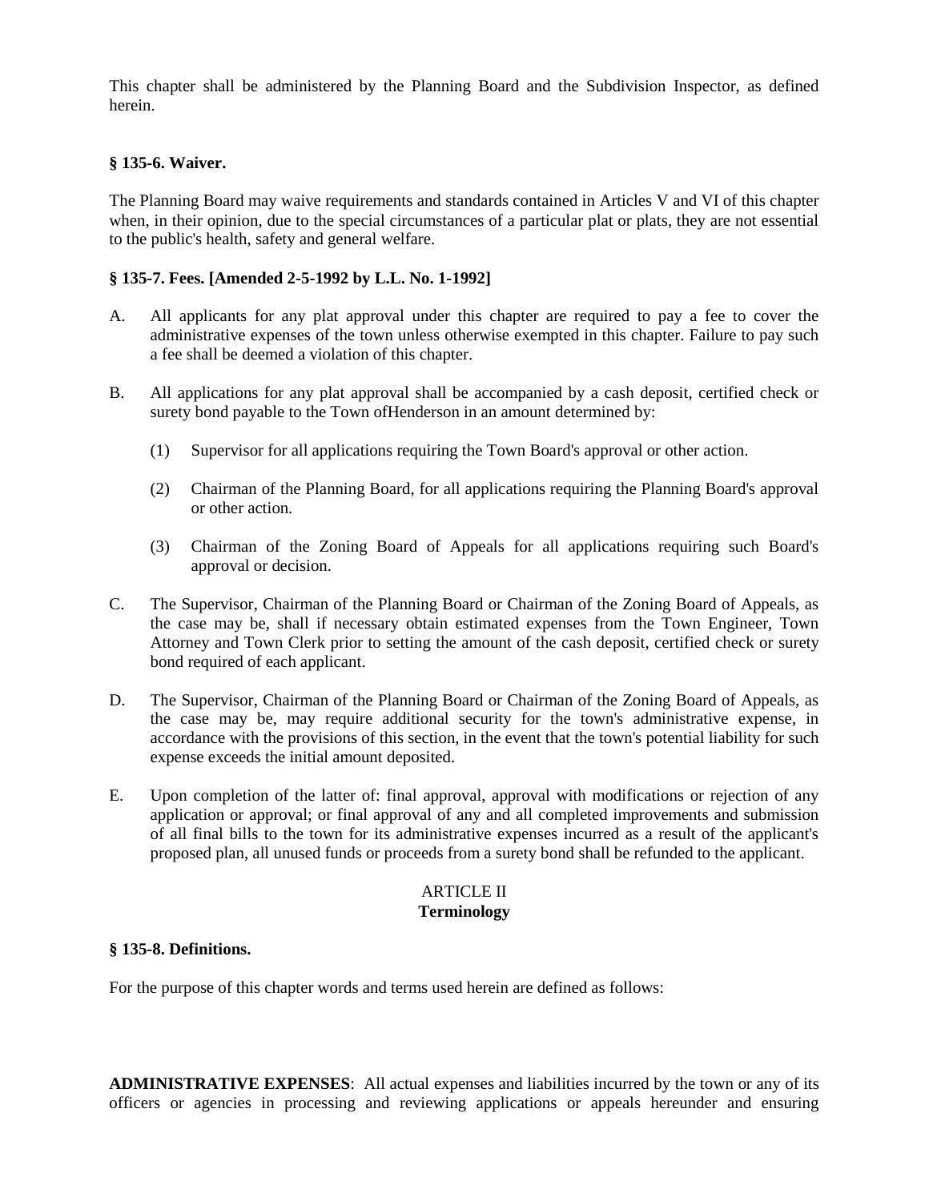This chapter shall be administered by the Planning Board and the Subdivision Inspector, as defined herein.

### § 135-6. Waiver.

The Planning Board may waive requirements and standards contained in Articles V and VI of this chapter when, in their opinion, due to the special circumstances of a particular plat or plats, they are not essential to the public's health, safety and general welfare.

### § 135-7. Fees. [Amended 2-5-1992 by L.L. No. 1-1992]

A. All applicants for any plat approval under this chapter are required to pay a fee to cover the administrative expenses of the town unless otherwise exempted in this chapter. Failure to pay such a fee shall be deemed a violation of this chapter.

B. All applications for any plat approval shall be accompanied by a cash deposit, certified check or surety bond payable to the Town ofHenderson in an amount determined by:

   (1) Supervisor for all applications requiring the Town Board's approval or other action.

   (2) Chairman of the Planning Board, for all applications requiring the Planning Board's approval or other action.

   (3) Chairman of the Zoning Board of Appeals for all applications requiring such Board's approval or decision.

C. The Supervisor, Chairman of the Planning Board or Chairman of the Zoning Board of Appeals, as the case may be, shall if necessary obtain estimated expenses from the Town Engineer, Town Attorney and Town Clerk prior to setting the amount of the cash deposit, certified check or surety bond required of each applicant.

D. The Supervisor, Chairman of the Planning Board or Chairman of the Zoning Board of Appeals, as the case may be, may require additional security for the town's administrative expense, in accordance with the provisions of this section, in the event that the town's potential liability for such expense exceeds the initial amount deposited.

E. Upon completion of the latter of: final approval, approval with modifications or rejection of any application or approval; or final approval of any and all completed improvements and submission of all final bills to the town for its administrative expenses incurred as a result of the applicant's proposed plan, all unused funds or proceeds from a surety bond shall be refunded to the applicant.

## ARTICLE II
## Terminology

### § 135-8. Definitions.

For the purpose of this chapter words and terms used herein are defined as follows:

**ADMINISTRATIVE EXPENSES**: All actual expenses and liabilities incurred by the town or any of its officers or agencies in processing and reviewing applications or appeals hereunder and ensuring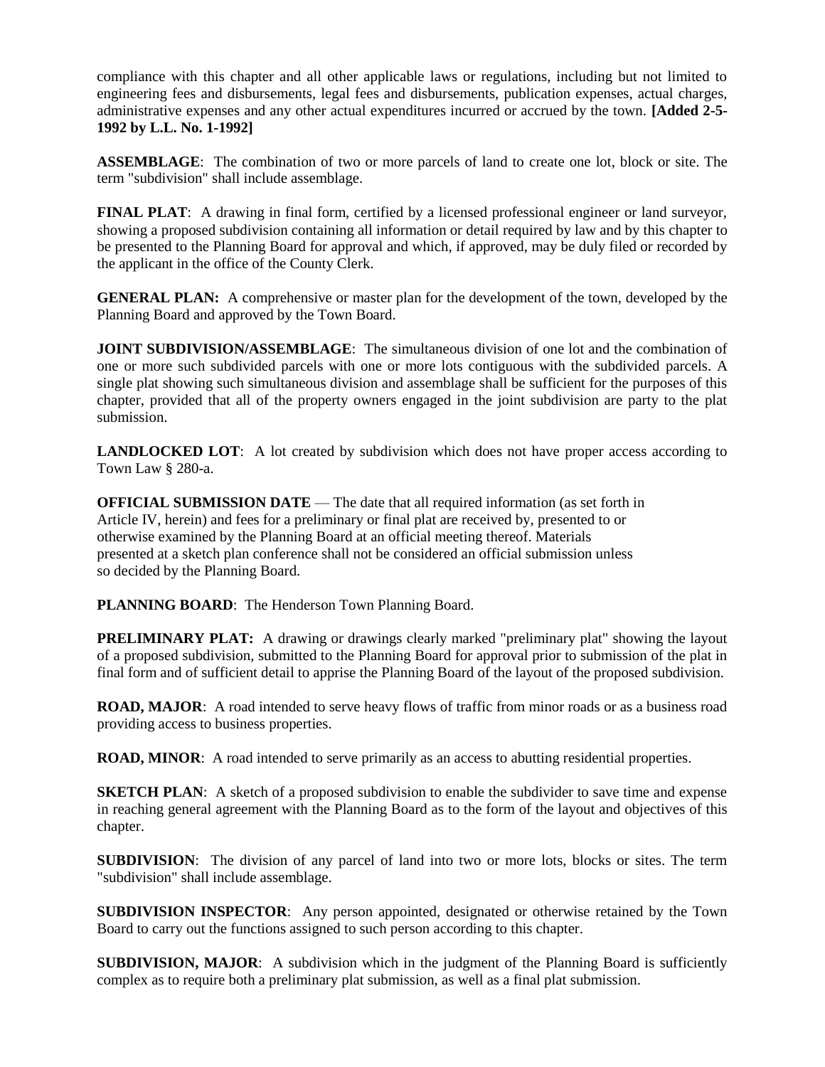compliance with this chapter and all other applicable laws or regulations, including but not limited to engineering fees and disbursements, legal fees and disbursements, publication expenses, actual charges, administrative expenses and any other actual expenditures incurred or accrued by the town. **[Added 2-5-1992 by L.L. No. 1-1992]**

**ASSEMBLAGE**: The combination of two or more parcels of land to create one lot, block or site. The term "subdivision" shall include assemblage.

**FINAL PLAT**: A drawing in final form, certified by a licensed professional engineer or land surveyor, showing a proposed subdivision containing all information or detail required by law and by this chapter to be presented to the Planning Board for approval and which, if approved, may be duly filed or recorded by the applicant in the office of the County Clerk.

**GENERAL PLAN:** A comprehensive or master plan for the development of the town, developed by the Planning Board and approved by the Town Board.

**JOINT SUBDIVISION/ASSEMBLAGE**: The simultaneous division of one lot and the combination of one or more such subdivided parcels with one or more lots contiguous with the subdivided parcels. A single plat showing such simultaneous division and assemblage shall be sufficient for the purposes of this chapter, provided that all of the property owners engaged in the joint subdivision are party to the plat submission.

**LANDLOCKED LOT**: A lot created by subdivision which does not have proper access according to Town Law § 280-a.

**OFFICIAL SUBMISSION DATE** — The date that all required information (as set forth in Article IV, herein) and fees for a preliminary or final plat are received by, presented to or otherwise examined by the Planning Board at an official meeting thereof. Materials presented at a sketch plan conference shall not be considered an official submission unless so decided by the Planning Board.

**PLANNING BOARD**: The Henderson Town Planning Board.

**PRELIMINARY PLAT:** A drawing or drawings clearly marked "preliminary plat" showing the layout of a proposed subdivision, submitted to the Planning Board for approval prior to submission of the plat in final form and of sufficient detail to apprise the Planning Board of the layout of the proposed subdivision.

**ROAD, MAJOR**: A road intended to serve heavy flows of traffic from minor roads or as a business road providing access to business properties.

**ROAD, MINOR**: A road intended to serve primarily as an access to abutting residential properties.

**SKETCH PLAN**: A sketch of a proposed subdivision to enable the subdivider to save time and expense in reaching general agreement with the Planning Board as to the form of the layout and objectives of this chapter.

**SUBDIVISION**: The division of any parcel of land into two or more lots, blocks or sites. The term "subdivision" shall include assemblage.

**SUBDIVISION INSPECTOR**: Any person appointed, designated or otherwise retained by the Town Board to carry out the functions assigned to such person according to this chapter.

**SUBDIVISION, MAJOR**: A subdivision which in the judgment of the Planning Board is sufficiently complex as to require both a preliminary plat submission, as well as a final plat submission.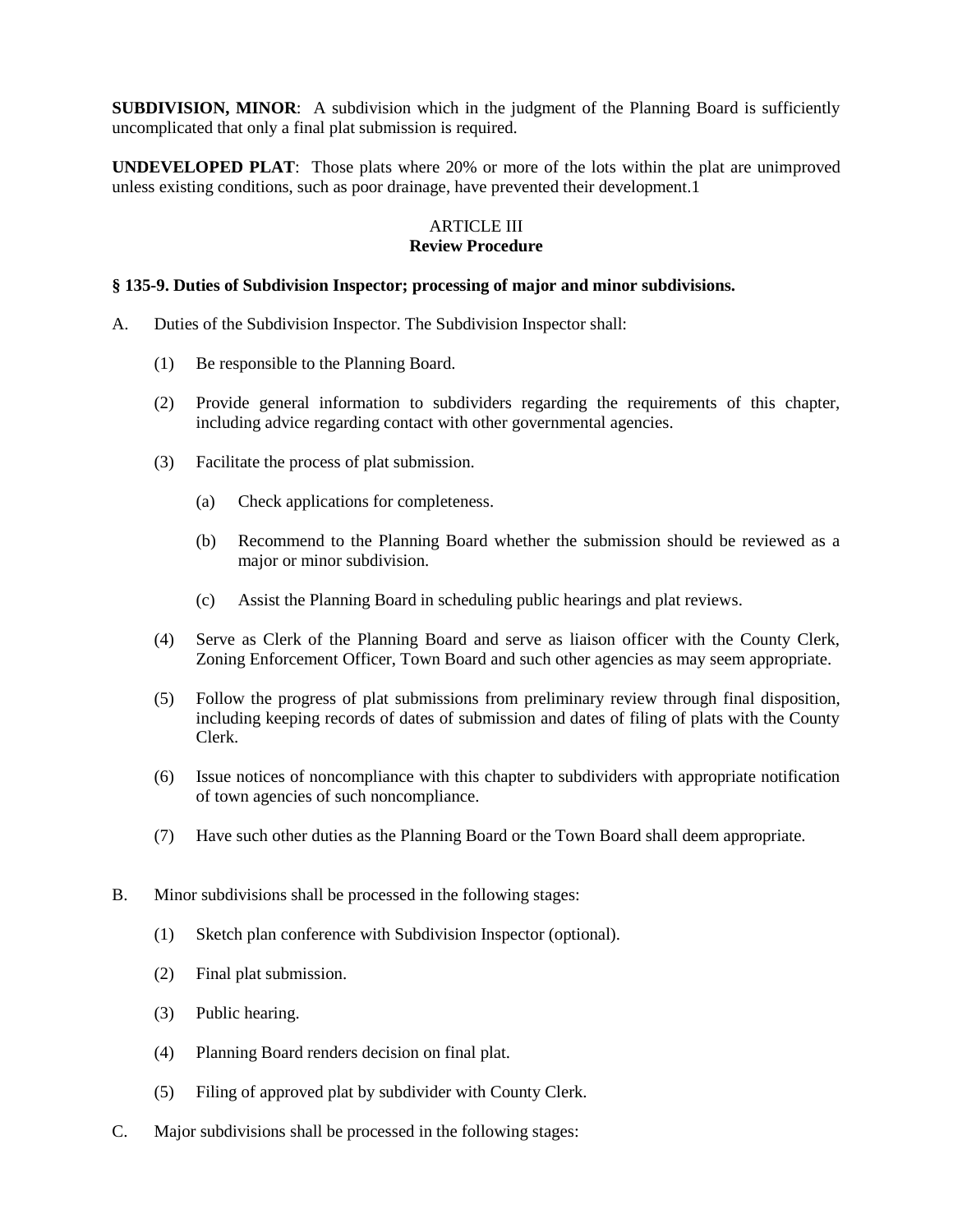**SUBDIVISION, MINOR**: A subdivision which in the judgment of the Planning Board is sufficiently uncomplicated that only a final plat submission is required.

**UNDEVELOPED PLAT**: Those plats where 20% or more of the lots within the plat are unimproved unless existing conditions, such as poor drainage, have prevented their development.1

## ARTICLE III
## Review Procedure

### § 135-9. Duties of Subdivision Inspector; processing of major and minor subdivisions.

A. Duties of the Subdivision Inspector. The Subdivision Inspector shall:

   (1) Be responsible to the Planning Board.

   (2) Provide general information to subdividers regarding the requirements of this chapter, including advice regarding contact with other governmental agencies.

   (3) Facilitate the process of plat submission.

      (a) Check applications for completeness.

      (b) Recommend to the Planning Board whether the submission should be reviewed as a major or minor subdivision.

      (c) Assist the Planning Board in scheduling public hearings and plat reviews.

   (4) Serve as Clerk of the Planning Board and serve as liaison officer with the County Clerk, Zoning Enforcement Officer, Town Board and such other agencies as may seem appropriate.

   (5) Follow the progress of plat submissions from preliminary review through final disposition, including keeping records of dates of submission and dates of filing of plats with the County Clerk.

   (6) Issue notices of noncompliance with this chapter to subdividers with appropriate notification of town agencies of such noncompliance.

   (7) Have such other duties as the Planning Board or the Town Board shall deem appropriate.

B. Minor subdivisions shall be processed in the following stages:

   (1) Sketch plan conference with Subdivision Inspector (optional).

   (2) Final plat submission.

   (3) Public hearing.

   (4) Planning Board renders decision on final plat.

   (5) Filing of approved plat by subdivider with County Clerk.

C. Major subdivisions shall be processed in the following stages: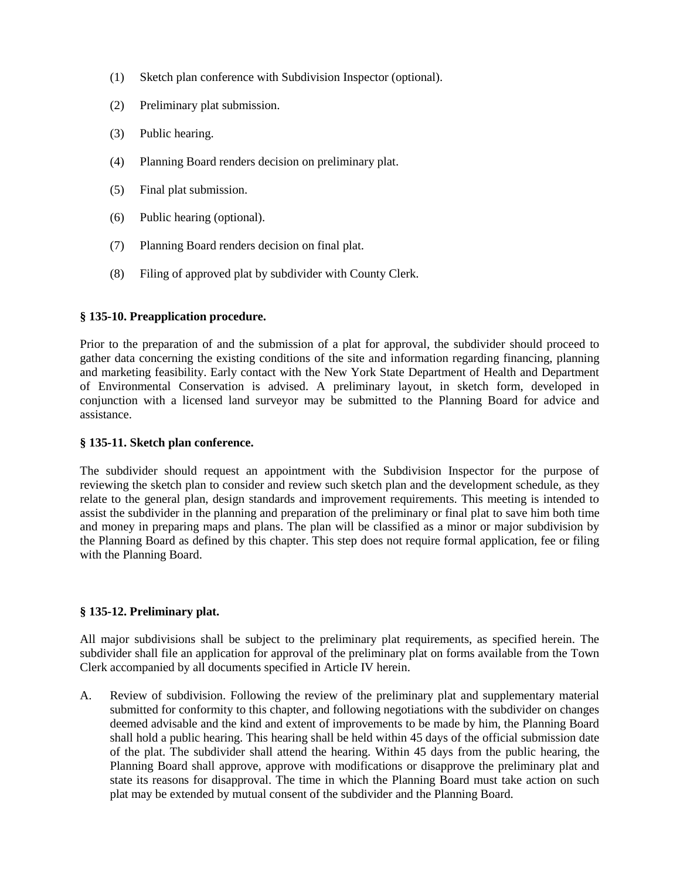(1) Sketch plan conference with Subdivision Inspector (optional).

(2) Preliminary plat submission.

(3) Public hearing.

(4) Planning Board renders decision on preliminary plat.

(5) Final plat submission.

(6) Public hearing (optional).

(7) Planning Board renders decision on final plat.

(8) Filing of approved plat by subdivider with County Clerk.

**§ 135-10. Preapplication procedure.**

Prior to the preparation of and the submission of a plat for approval, the subdivider should proceed to gather data concerning the existing conditions of the site and information regarding financing, planning and marketing feasibility. Early contact with the New York State Department of Health and Department of Environmental Conservation is advised. A preliminary layout, in sketch form, developed in conjunction with a licensed land surveyor may be submitted to the Planning Board for advice and assistance.

**§ 135-11. Sketch plan conference.**

The subdivider should request an appointment with the Subdivision Inspector for the purpose of reviewing the sketch plan to consider and review such sketch plan and the development schedule, as they relate to the general plan, design standards and improvement requirements. This meeting is intended to assist the subdivider in the planning and preparation of the preliminary or final plat to save him both time and money in preparing maps and plans. The plan will be classified as a minor or major subdivision by the Planning Board as defined by this chapter. This step does not require formal application, fee or filing with the Planning Board.

**§ 135-12. Preliminary plat.**

All major subdivisions shall be subject to the preliminary plat requirements, as specified herein. The subdivider shall file an application for approval of the preliminary plat on forms available from the Town Clerk accompanied by all documents specified in Article IV herein.

A. Review of subdivision. Following the review of the preliminary plat and supplementary material submitted for conformity to this chapter, and following negotiations with the subdivider on changes deemed advisable and the kind and extent of improvements to be made by him, the Planning Board shall hold a public hearing. This hearing shall be held within 45 days of the official submission date of the plat. The subdivider shall attend the hearing. Within 45 days from the public hearing, the Planning Board shall approve, approve with modifications or disapprove the preliminary plat and state its reasons for disapproval. The time in which the Planning Board must take action on such plat may be extended by mutual consent of the subdivider and the Planning Board.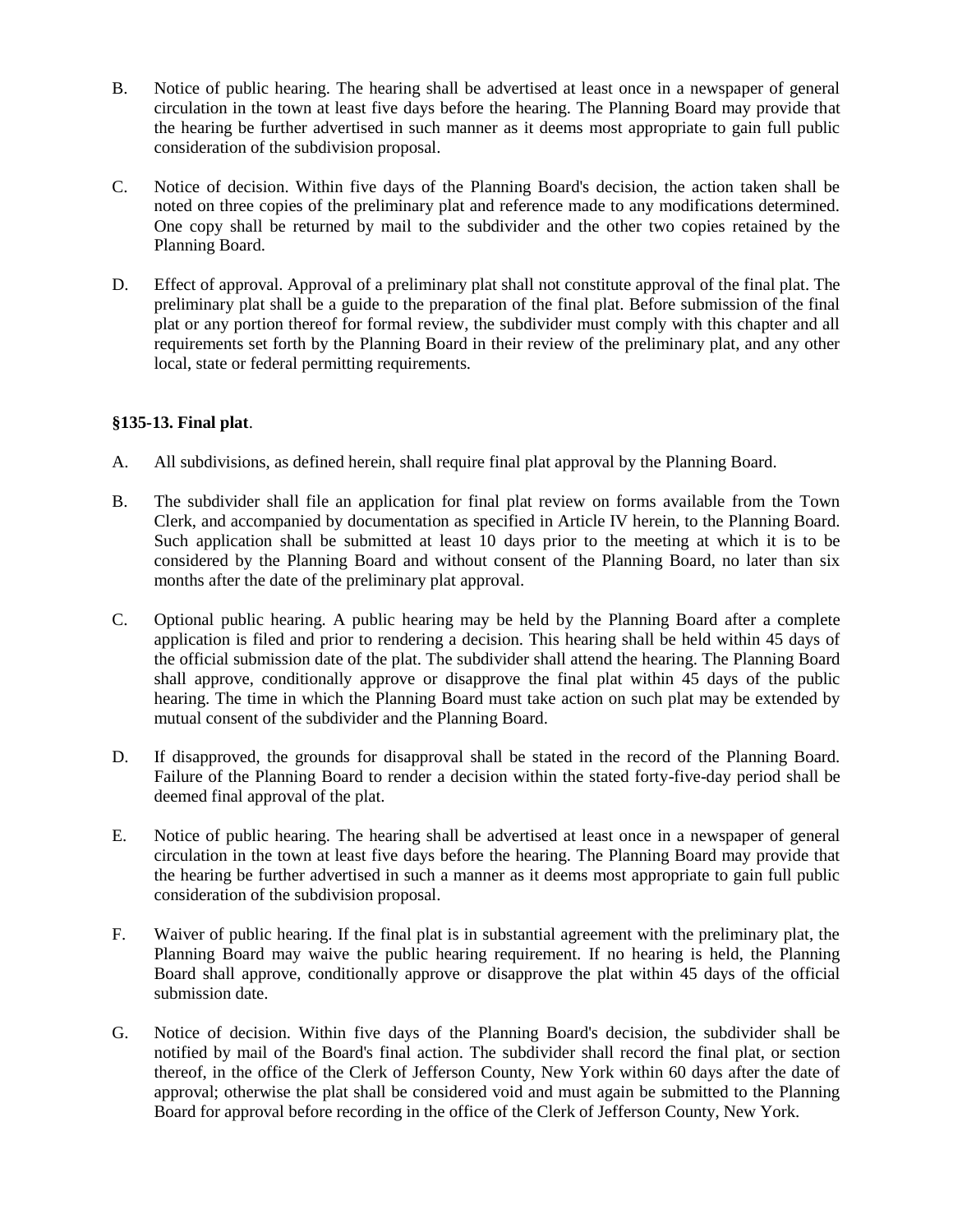B. Notice of public hearing. The hearing shall be advertised at least once in a newspaper of general circulation in the town at least five days before the hearing. The Planning Board may provide that the hearing be further advertised in such manner as it deems most appropriate to gain full public consideration of the subdivision proposal.

C. Notice of decision. Within five days of the Planning Board's decision, the action taken shall be noted on three copies of the preliminary plat and reference made to any modifications determined. One copy shall be returned by mail to the subdivider and the other two copies retained by the Planning Board.

D. Effect of approval. Approval of a preliminary plat shall not constitute approval of the final plat. The preliminary plat shall be a guide to the preparation of the final plat. Before submission of the final plat or any portion thereof for formal review, the subdivider must comply with this chapter and all requirements set forth by the Planning Board in their review of the preliminary plat, and any other local, state or federal permitting requirements.

**§135-13. Final plat**.

A. All subdivisions, as defined herein, shall require final plat approval by the Planning Board.

B. The subdivider shall file an application for final plat review on forms available from the Town Clerk, and accompanied by documentation as specified in Article IV herein, to the Planning Board. Such application shall be submitted at least 10 days prior to the meeting at which it is to be considered by the Planning Board and without consent of the Planning Board, no later than six months after the date of the preliminary plat approval.

C. Optional public hearing. A public hearing may be held by the Planning Board after a complete application is filed and prior to rendering a decision. This hearing shall be held within 45 days of the official submission date of the plat. The subdivider shall attend the hearing. The Planning Board shall approve, conditionally approve or disapprove the final plat within 45 days of the public hearing. The time in which the Planning Board must take action on such plat may be extended by mutual consent of the subdivider and the Planning Board.

D. If disapproved, the grounds for disapproval shall be stated in the record of the Planning Board. Failure of the Planning Board to render a decision within the stated forty-five-day period shall be deemed final approval of the plat.

E. Notice of public hearing. The hearing shall be advertised at least once in a newspaper of general circulation in the town at least five days before the hearing. The Planning Board may provide that the hearing be further advertised in such a manner as it deems most appropriate to gain full public consideration of the subdivision proposal.

F. Waiver of public hearing. If the final plat is in substantial agreement with the preliminary plat, the Planning Board may waive the public hearing requirement. If no hearing is held, the Planning Board shall approve, conditionally approve or disapprove the plat within 45 days of the official submission date.

G. Notice of decision. Within five days of the Planning Board's decision, the subdivider shall be notified by mail of the Board's final action. The subdivider shall record the final plat, or section thereof, in the office of the Clerk of Jefferson County, New York within 60 days after the date of approval; otherwise the plat shall be considered void and must again be submitted to the Planning Board for approval before recording in the office of the Clerk of Jefferson County, New York.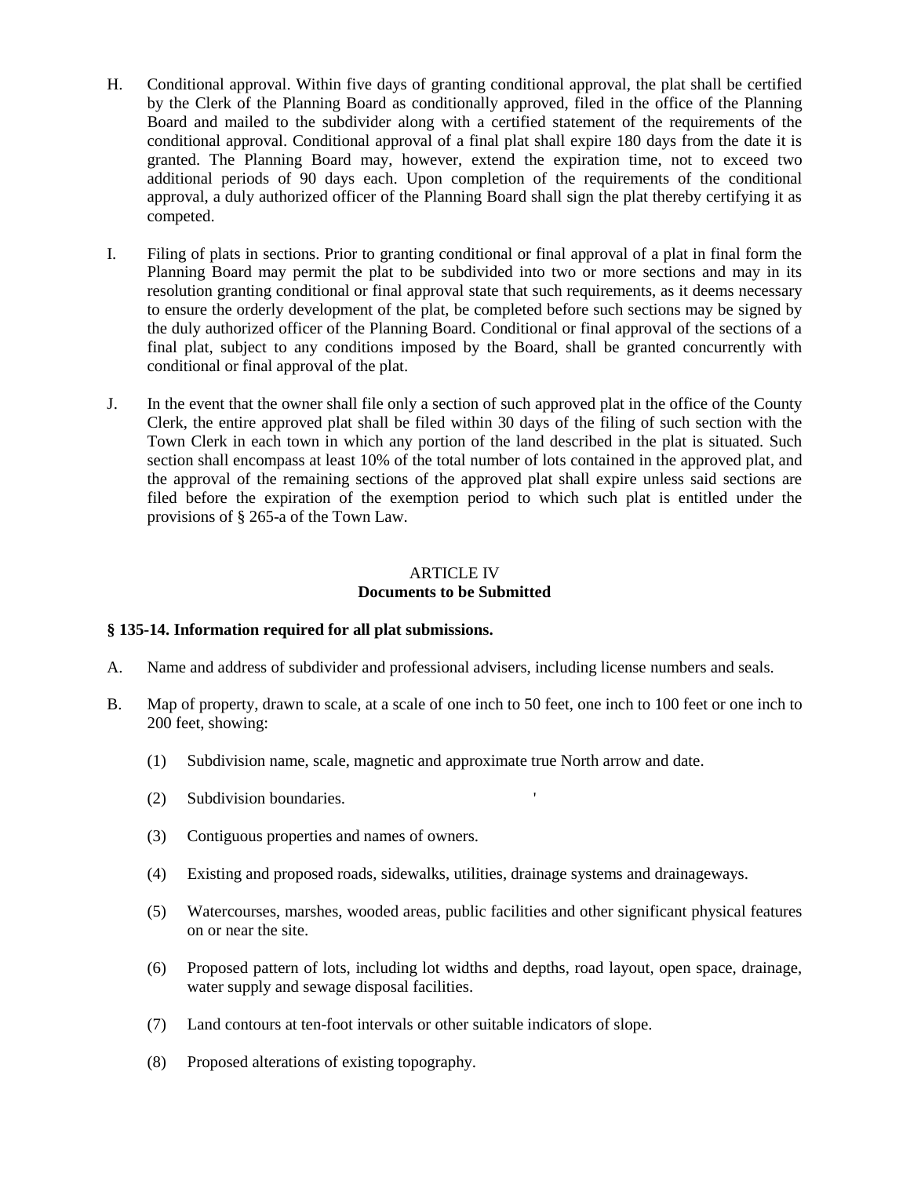H. Conditional approval. Within five days of granting conditional approval, the plat shall be certified by the Clerk of the Planning Board as conditionally approved, filed in the office of the Planning Board and mailed to the subdivider along with a certified statement of the requirements of the conditional approval. Conditional approval of a final plat shall expire 180 days from the date it is granted. The Planning Board may, however, extend the expiration time, not to exceed two additional periods of 90 days each. Upon completion of the requirements of the conditional approval, a duly authorized officer of the Planning Board shall sign the plat thereby certifying it as competed.

I. Filing of plats in sections. Prior to granting conditional or final approval of a plat in final form the Planning Board may permit the plat to be subdivided into two or more sections and may in its resolution granting conditional or final approval state that such requirements, as it deems necessary to ensure the orderly development of the plat, be completed before such sections may be signed by the duly authorized officer of the Planning Board. Conditional or final approval of the sections of a final plat, subject to any conditions imposed by the Board, shall be granted concurrently with conditional or final approval of the plat.

J. In the event that the owner shall file only a section of such approved plat in the office of the County Clerk, the entire approved plat shall be filed within 30 days of the filing of such section with the Town Clerk in each town in which any portion of the land described in the plat is situated. Such section shall encompass at least 10% of the total number of lots contained in the approved plat, and the approval of the remaining sections of the approved plat shall expire unless said sections are filed before the expiration of the exemption period to which such plat is entitled under the provisions of § 265-a of the Town Law.

## ARTICLE IV
## Documents to be Submitted

### § 135-14. Information required for all plat submissions.

A. Name and address of subdivider and professional advisers, including license numbers and seals.

B. Map of property, drawn to scale, at a scale of one inch to 50 feet, one inch to 100 feet or one inch to 200 feet, showing:

  (1) Subdivision name, scale, magnetic and approximate true North arrow and date.

  (2) Subdivision boundaries.

  (3) Contiguous properties and names of owners.

  (4) Existing and proposed roads, sidewalks, utilities, drainage systems and drainageways.

  (5) Watercourses, marshes, wooded areas, public facilities and other significant physical features on or near the site.

  (6) Proposed pattern of lots, including lot widths and depths, road layout, open space, drainage, water supply and sewage disposal facilities.

  (7) Land contours at ten-foot intervals or other suitable indicators of slope.

  (8) Proposed alterations of existing topography.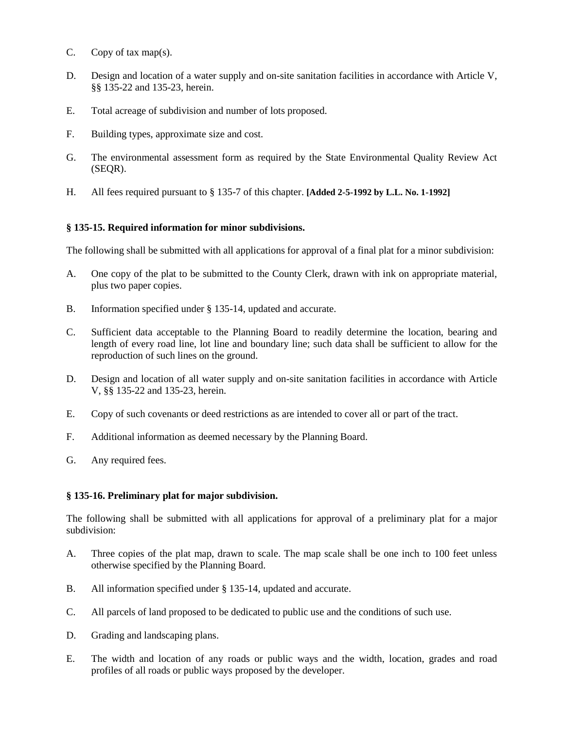C. Copy of tax map(s).

D. Design and location of a water supply and on-site sanitation facilities in accordance with Article V, §§ 135-22 and 135-23, herein.

E. Total acreage of subdivision and number of lots proposed.

F. Building types, approximate size and cost.

G. The environmental assessment form as required by the State Environmental Quality Review Act (SEQR).

H. All fees required pursuant to § 135-7 of this chapter. **[Added 2-5-1992 by L.L. No. 1-1992]**

**§ 135-15. Required information for minor subdivisions.**

The following shall be submitted with all applications for approval of a final plat for a minor subdivision:

A. One copy of the plat to be submitted to the County Clerk, drawn with ink on appropriate material, plus two paper copies.

B. Information specified under § 135-14, updated and accurate.

C. Sufficient data acceptable to the Planning Board to readily determine the location, bearing and length of every road line, lot line and boundary line; such data shall be sufficient to allow for the reproduction of such lines on the ground.

D. Design and location of all water supply and on-site sanitation facilities in accordance with Article V, §§ 135-22 and 135-23, herein.

E. Copy of such covenants or deed restrictions as are intended to cover all or part of the tract.

F. Additional information as deemed necessary by the Planning Board.

G. Any required fees.

**§ 135-16. Preliminary plat for major subdivision.**

The following shall be submitted with all applications for approval of a preliminary plat for a major subdivision:

A. Three copies of the plat map, drawn to scale. The map scale shall be one inch to 100 feet unless otherwise specified by the Planning Board.

B. All information specified under § 135-14, updated and accurate.

C. All parcels of land proposed to be dedicated to public use and the conditions of such use.

D. Grading and landscaping plans.

E. The width and location of any roads or public ways and the width, location, grades and road profiles of all roads or public ways proposed by the developer.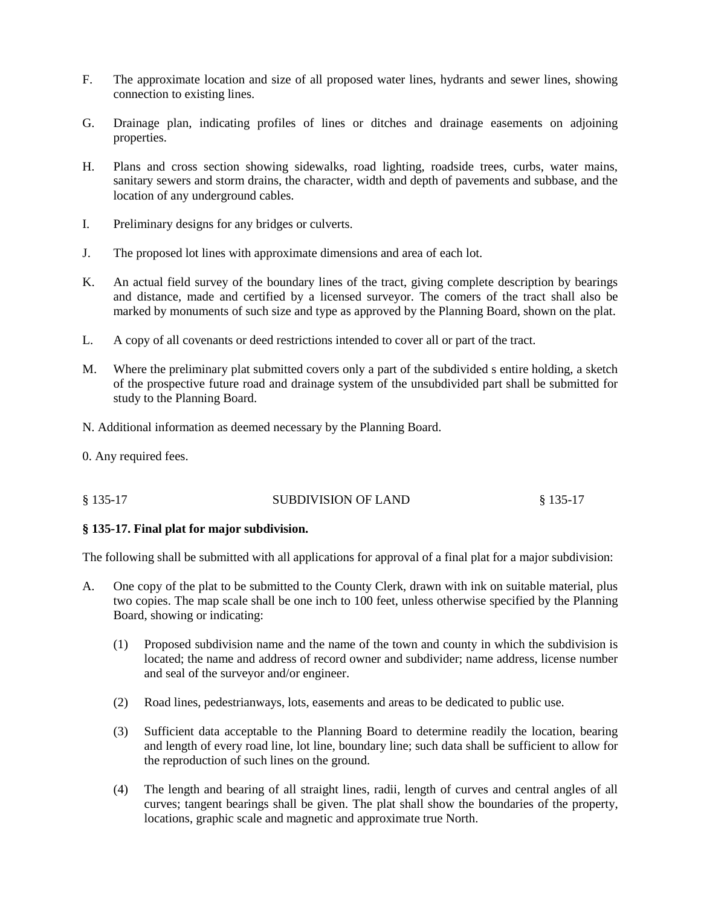F. The approximate location and size of all proposed water lines, hydrants and sewer lines, showing connection to existing lines.

G. Drainage plan, indicating profiles of lines or ditches and drainage easements on adjoining properties.

H. Plans and cross section showing sidewalks, road lighting, roadside trees, curbs, water mains, sanitary sewers and storm drains, the character, width and depth of pavements and subbase, and the location of any underground cables.

I. Preliminary designs for any bridges or culverts.

J. The proposed lot lines with approximate dimensions and area of each lot.

K. An actual field survey of the boundary lines of the tract, giving complete description by bearings and distance, made and certified by a licensed surveyor. The comers of the tract shall also be marked by monuments of such size and type as approved by the Planning Board, shown on the plat.

L. A copy of all covenants or deed restrictions intended to cover all or part of the tract.

M. Where the preliminary plat submitted covers only a part of the subdivided s entire holding, a sketch of the prospective future road and drainage system of the unsubdivided part shall be submitted for study to the Planning Board.

N. Additional information as deemed necessary by the Planning Board.

0. Any required fees.

### § 135-17. Final plat for major subdivision.

The following shall be submitted with all applications for approval of a final plat for a major subdivision:

A. One copy of the plat to be submitted to the County Clerk, drawn with ink on suitable material, plus two copies. The map scale shall be one inch to 100 feet, unless otherwise specified by the Planning Board, showing or indicating:

   (1) Proposed subdivision name and the name of the town and county in which the subdivision is located; the name and address of record owner and subdivider; name address, license number and seal of the surveyor and/or engineer.

   (2) Road lines, pedestrianways, lots, easements and areas to be dedicated to public use.

   (3) Sufficient data acceptable to the Planning Board to determine readily the location, bearing and length of every road line, lot line, boundary line; such data shall be sufficient to allow for the reproduction of such lines on the ground.

   (4) The length and bearing of all straight lines, radii, length of curves and central angles of all curves; tangent bearings shall be given. The plat shall show the boundaries of the property, locations, graphic scale and magnetic and approximate true North.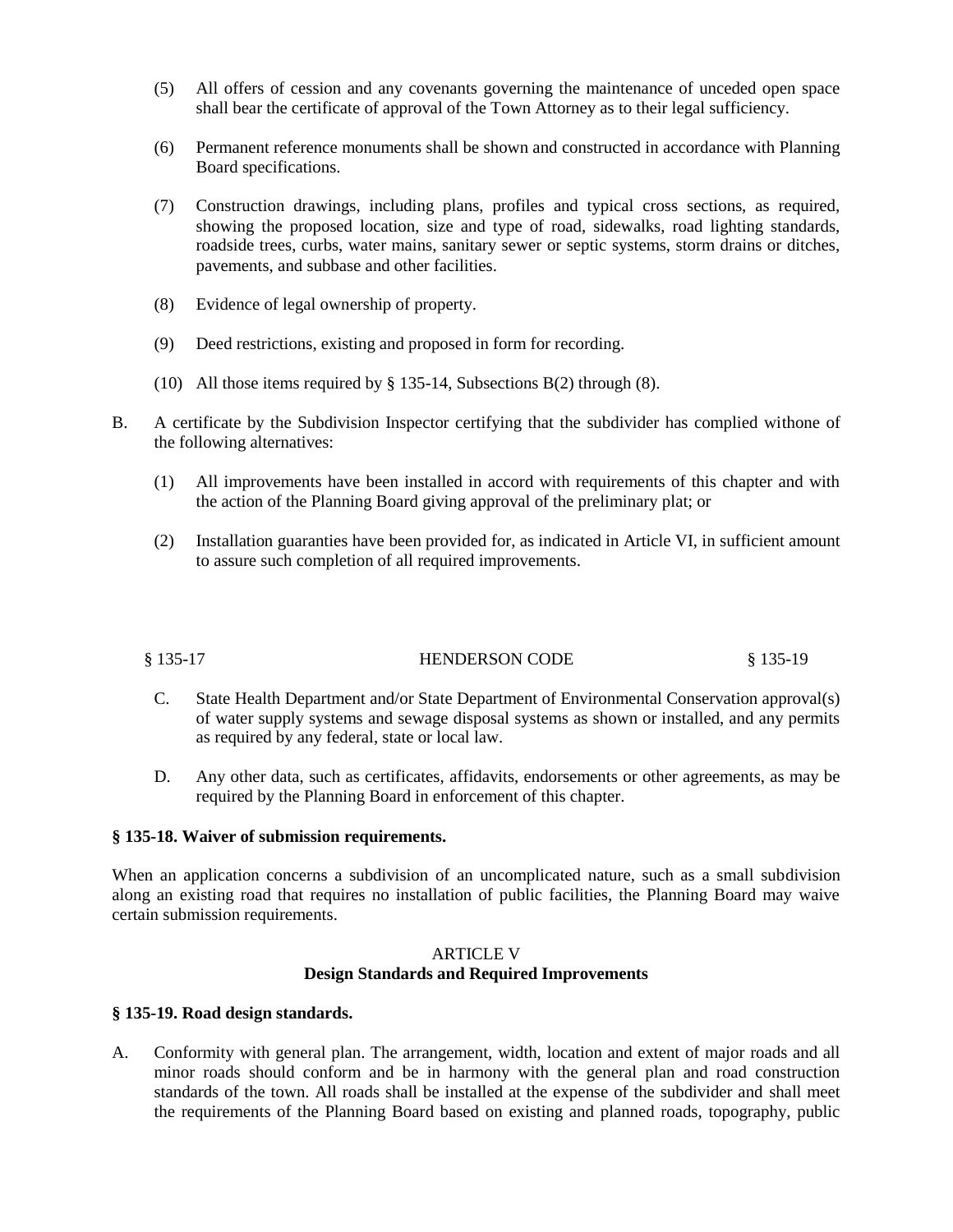(5) All offers of cession and any covenants governing the maintenance of unceded open space shall bear the certificate of approval of the Town Attorney as to their legal sufficiency.

(6) Permanent reference monuments shall be shown and constructed in accordance with Planning Board specifications.

(7) Construction drawings, including plans, profiles and typical cross sections, as required, showing the proposed location, size and type of road, sidewalks, road lighting standards, roadside trees, curbs, water mains, sanitary sewer or septic systems, storm drains or ditches, pavements, and subbase and other facilities.

(8) Evidence of legal ownership of property.

(9) Deed restrictions, existing and proposed in form for recording.

(10) All those items required by § 135-14, Subsections B(2) through (8).

B. A certificate by the Subdivision Inspector certifying that the subdivider has complied withone of the following alternatives:

(1) All improvements have been installed in accord with requirements of this chapter and with the action of the Planning Board giving approval of the preliminary plat; or

(2) Installation guaranties have been provided for, as indicated in Article VI, in sufficient amount to assure such completion of all required improvements.

C. State Health Department and/or State Department of Environmental Conservation approval(s) of water supply systems and sewage disposal systems as shown or installed, and any permits as required by any federal, state or local law.

D. Any other data, such as certificates, affidavits, endorsements or other agreements, as may be required by the Planning Board in enforcement of this chapter.

**§ 135-18. Waiver of submission requirements.**

When an application concerns a subdivision of an uncomplicated nature, such as a small subdivision along an existing road that requires no installation of public facilities, the Planning Board may waive certain submission requirements.

## ARTICLE V
## Design Standards and Required Improvements

**§ 135-19. Road design standards.**

A. Conformity with general plan. The arrangement, width, location and extent of major roads and all minor roads should conform and be in harmony with the general plan and road construction standards of the town. All roads shall be installed at the expense of the subdivider and shall meet the requirements of the Planning Board based on existing and planned roads, topography, public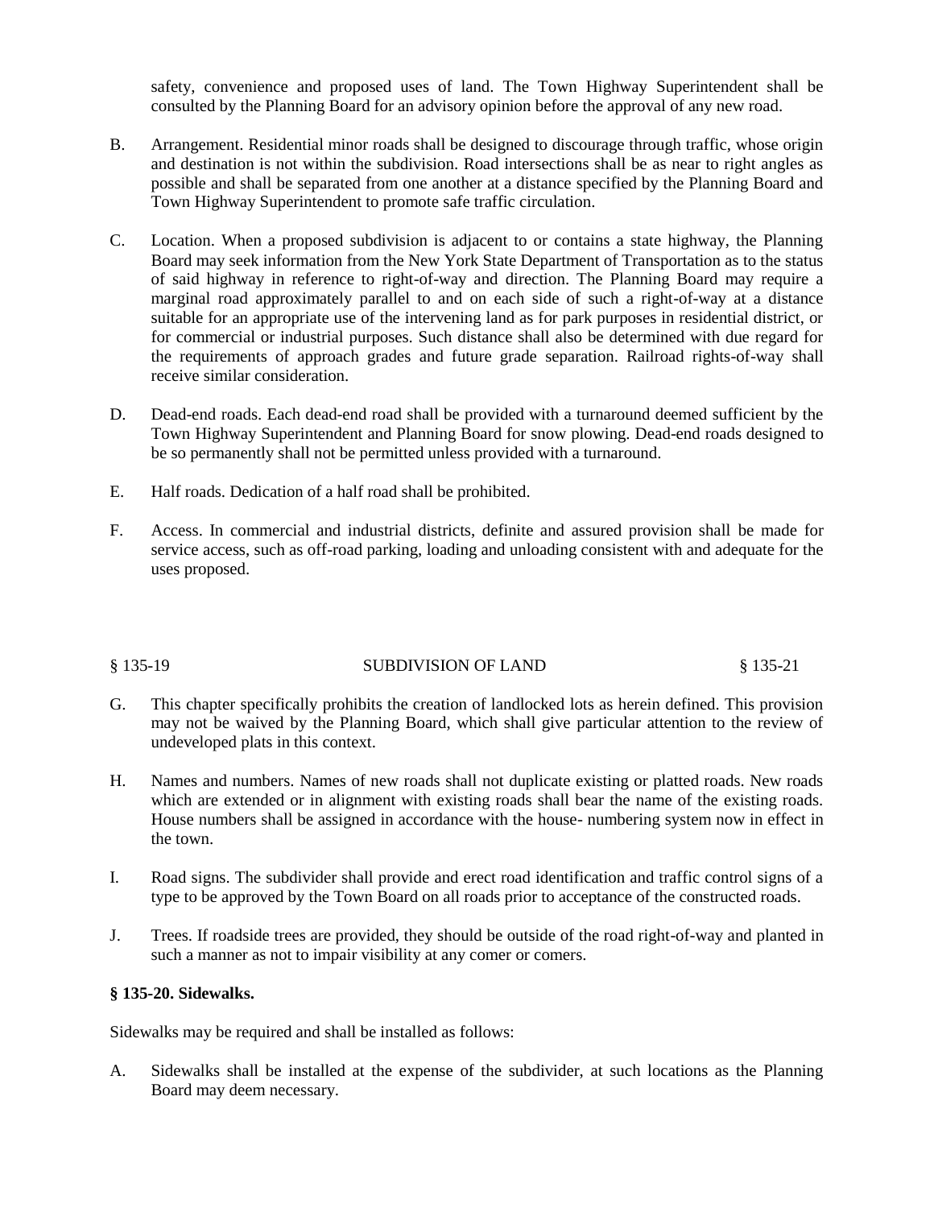safety, convenience and proposed uses of land. The Town Highway Superintendent shall be consulted by the Planning Board for an advisory opinion before the approval of any new road.

B. Arrangement. Residential minor roads shall be designed to discourage through traffic, whose origin and destination is not within the subdivision. Road intersections shall be as near to right angles as possible and shall be separated from one another at a distance specified by the Planning Board and Town Highway Superintendent to promote safe traffic circulation.

C. Location. When a proposed subdivision is adjacent to or contains a state highway, the Planning Board may seek information from the New York State Department of Transportation as to the status of said highway in reference to right-of-way and direction. The Planning Board may require a marginal road approximately parallel to and on each side of such a right-of-way at a distance suitable for an appropriate use of the intervening land as for park purposes in residential district, or for commercial or industrial purposes. Such distance shall also be determined with due regard for the requirements of approach grades and future grade separation. Railroad rights-of-way shall receive similar consideration.

D. Dead-end roads. Each dead-end road shall be provided with a turnaround deemed sufficient by the Town Highway Superintendent and Planning Board for snow plowing. Dead-end roads designed to be so permanently shall not be permitted unless provided with a turnaround.

E. Half roads. Dedication of a half road shall be prohibited.

F. Access. In commercial and industrial districts, definite and assured provision shall be made for service access, such as off-road parking, loading and unloading consistent with and adequate for the uses proposed.

G. This chapter specifically prohibits the creation of landlocked lots as herein defined. This provision may not be waived by the Planning Board, which shall give particular attention to the review of undeveloped plats in this context.

H. Names and numbers. Names of new roads shall not duplicate existing or platted roads. New roads which are extended or in alignment with existing roads shall bear the name of the existing roads. House numbers shall be assigned in accordance with the house- numbering system now in effect in the town.

I. Road signs. The subdivider shall provide and erect road identification and traffic control signs of a type to be approved by the Town Board on all roads prior to acceptance of the constructed roads.

J. Trees. If roadside trees are provided, they should be outside of the road right-of-way and planted in such a manner as not to impair visibility at any comer or comers.

**§ 135-20. Sidewalks.**

Sidewalks may be required and shall be installed as follows:

A. Sidewalks shall be installed at the expense of the subdivider, at such locations as the Planning Board may deem necessary.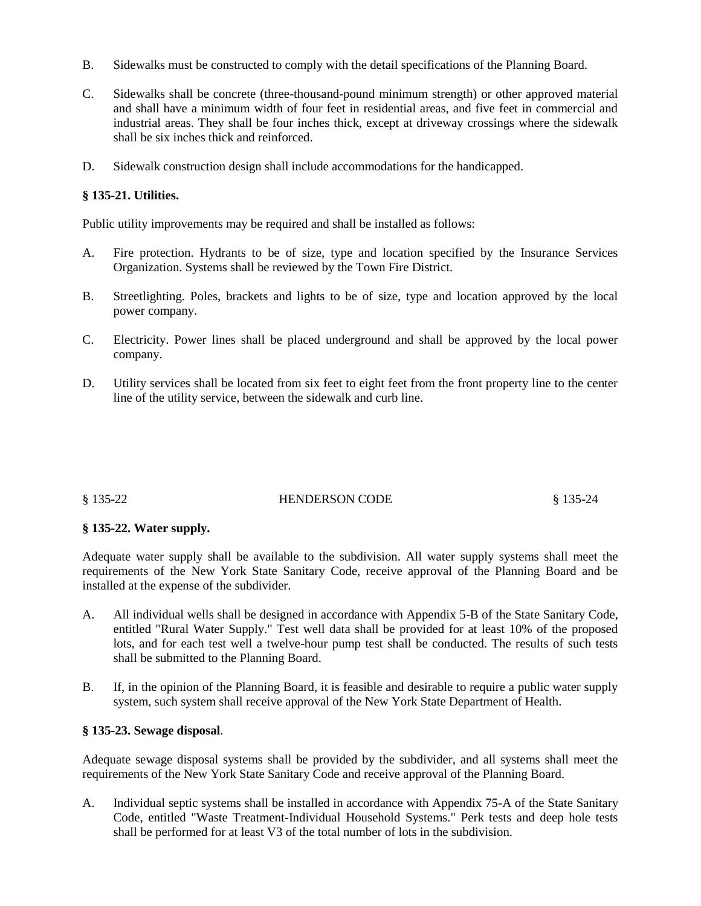B. Sidewalks must be constructed to comply with the detail specifications of the Planning Board.

C. Sidewalks shall be concrete (three-thousand-pound minimum strength) or other approved material and shall have a minimum width of four feet in residential areas, and five feet in commercial and industrial areas. They shall be four inches thick, except at driveway crossings where the sidewalk shall be six inches thick and reinforced.

D. Sidewalk construction design shall include accommodations for the handicapped.

**§ 135-21. Utilities.**

Public utility improvements may be required and shall be installed as follows:

A. Fire protection. Hydrants to be of size, type and location specified by the Insurance Services Organization. Systems shall be reviewed by the Town Fire District.

B. Streetlighting. Poles, brackets and lights to be of size, type and location approved by the local power company.

C. Electricity. Power lines shall be placed underground and shall be approved by the local power company.

D. Utility services shall be located from six feet to eight feet from the front property line to the center line of the utility service, between the sidewalk and curb line.

**§ 135-22. Water supply.**

Adequate water supply shall be available to the subdivision. All water supply systems shall meet the requirements of the New York State Sanitary Code, receive approval of the Planning Board and be installed at the expense of the subdivider.

A. All individual wells shall be designed in accordance with Appendix 5-B of the State Sanitary Code, entitled "Rural Water Supply." Test well data shall be provided for at least 10% of the proposed lots, and for each test well a twelve-hour pump test shall be conducted. The results of such tests shall be submitted to the Planning Board.

B. If, in the opinion of the Planning Board, it is feasible and desirable to require a public water supply system, such system shall receive approval of the New York State Department of Health.

**§ 135-23. Sewage disposal**.

Adequate sewage disposal systems shall be provided by the subdivider, and all systems shall meet the requirements of the New York State Sanitary Code and receive approval of the Planning Board.

A. Individual septic systems shall be installed in accordance with Appendix 75-A of the State Sanitary Code, entitled "Waste Treatment-Individual Household Systems." Perk tests and deep hole tests shall be performed for at least V3 of the total number of lots in the subdivision.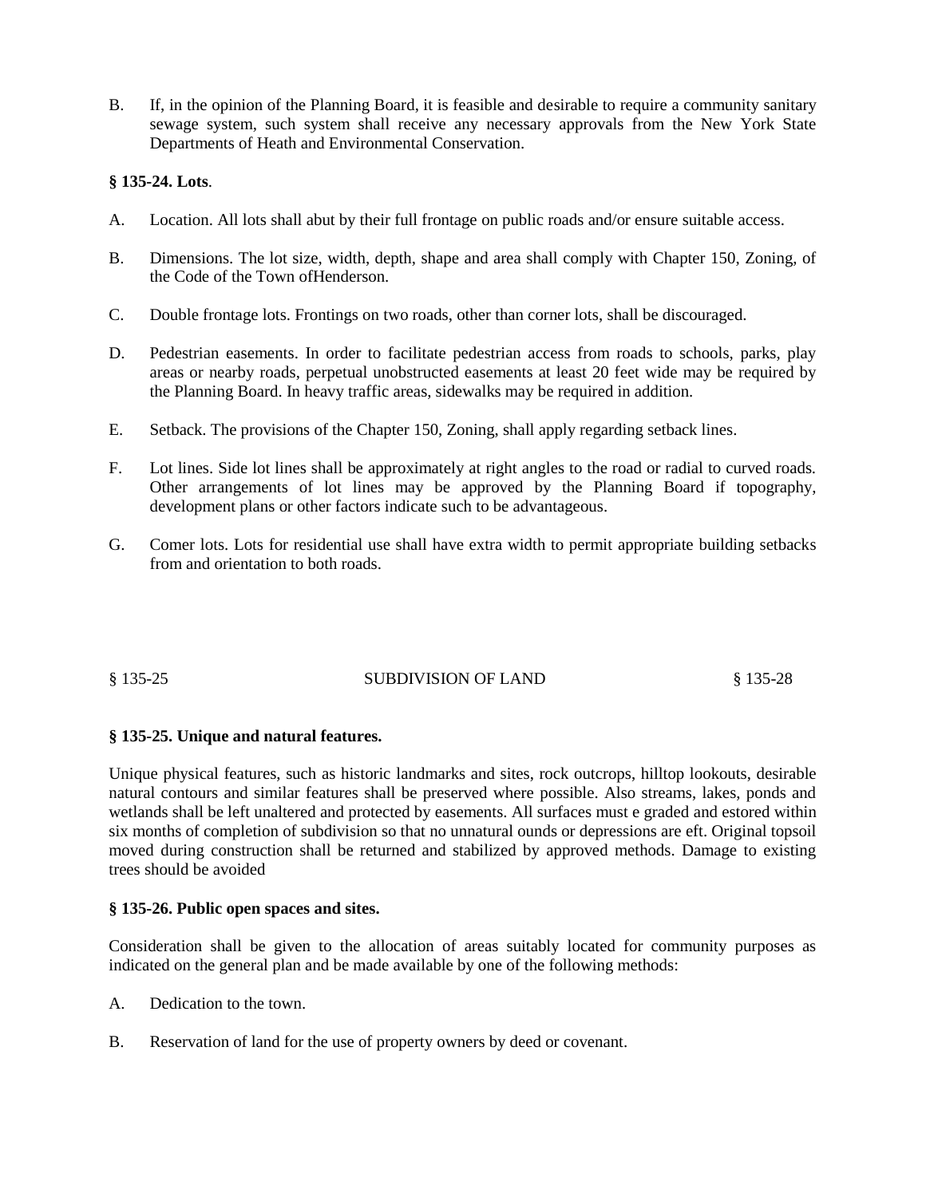B. If, in the opinion of the Planning Board, it is feasible and desirable to require a community sanitary sewage system, such system shall receive any necessary approvals from the New York State Departments of Heath and Environmental Conservation.

**§ 135-24. Lots**.

A. Location. All lots shall abut by their full frontage on public roads and/or ensure suitable access.

B. Dimensions. The lot size, width, depth, shape and area shall comply with Chapter 150, Zoning, of the Code of the Town ofHenderson.

C. Double frontage lots. Frontings on two roads, other than corner lots, shall be discouraged.

D. Pedestrian easements. In order to facilitate pedestrian access from roads to schools, parks, play areas or nearby roads, perpetual unobstructed easements at least 20 feet wide may be required by the Planning Board. In heavy traffic areas, sidewalks may be required in addition.

E. Setback. The provisions of the Chapter 150, Zoning, shall apply regarding setback lines.

F. Lot lines. Side lot lines shall be approximately at right angles to the road or radial to curved roads. Other arrangements of lot lines may be approved by the Planning Board if topography, development plans or other factors indicate such to be advantageous.

G. Comer lots. Lots for residential use shall have extra width to permit appropriate building setbacks from and orientation to both roads.

**§ 135-25. Unique and natural features.**

Unique physical features, such as historic landmarks and sites, rock outcrops, hilltop lookouts, desirable natural contours and similar features shall be preserved where possible. Also streams, lakes, ponds and wetlands shall be left unaltered and protected by easements. All surfaces must e graded and estored within six months of completion of subdivision so that no unnatural ounds or depressions are eft. Original topsoil moved during construction shall be returned and stabilized by approved methods. Damage to existing trees should be avoided

**§ 135-26. Public open spaces and sites.**

Consideration shall be given to the allocation of areas suitably located for community purposes as indicated on the general plan and be made available by one of the following methods:

A. Dedication to the town.

B. Reservation of land for the use of property owners by deed or covenant.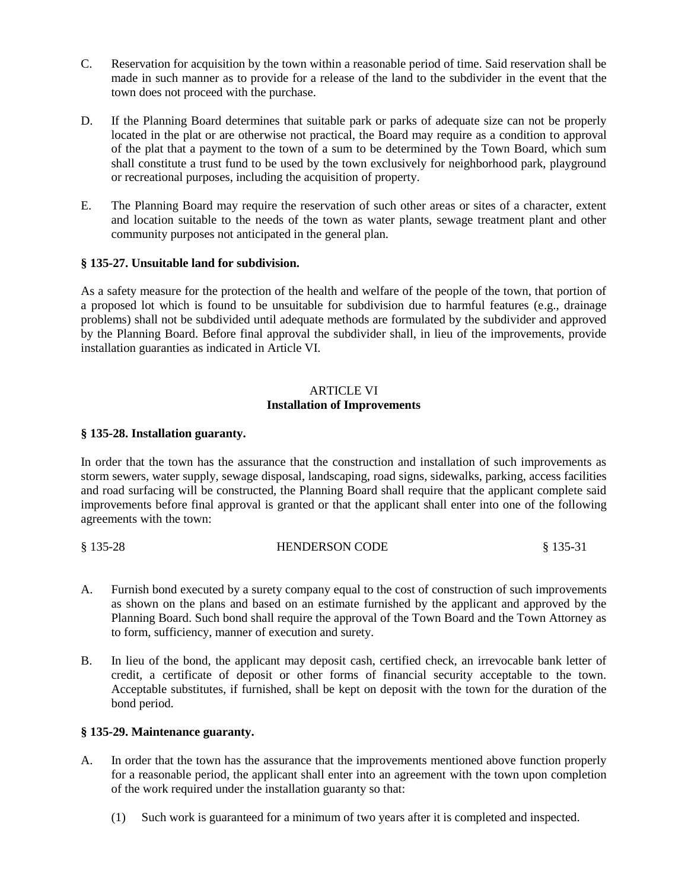C. Reservation for acquisition by the town within a reasonable period of time. Said reservation shall be made in such manner as to provide for a release of the land to the subdivider in the event that the town does not proceed with the purchase.

D. If the Planning Board determines that suitable park or parks of adequate size can not be properly located in the plat or are otherwise not practical, the Board may require as a condition to approval of the plat that a payment to the town of a sum to be determined by the Town Board, which sum shall constitute a trust fund to be used by the town exclusively for neighborhood park, playground or recreational purposes, including the acquisition of property.

E. The Planning Board may require the reservation of such other areas or sites of a character, extent and location suitable to the needs of the town as water plants, sewage treatment plant and other community purposes not anticipated in the general plan.

**§ 135-27. Unsuitable land for subdivision.**

As a safety measure for the protection of the health and welfare of the people of the town, that portion of a proposed lot which is found to be unsuitable for subdivision due to harmful features (e.g., drainage problems) shall not be subdivided until adequate methods are formulated by the subdivider and approved by the Planning Board. Before final approval the subdivider shall, in lieu of the improvements, provide installation guaranties as indicated in Article VI.

## ARTICLE VI
## Installation of Improvements

**§ 135-28. Installation guaranty.**

In order that the town has the assurance that the construction and installation of such improvements as storm sewers, water supply, sewage disposal, landscaping, road signs, sidewalks, parking, access facilities and road surfacing will be constructed, the Planning Board shall require that the applicant complete said improvements before final approval is granted or that the applicant shall enter into one of the following agreements with the town:

A. Furnish bond executed by a surety company equal to the cost of construction of such improvements as shown on the plans and based on an estimate furnished by the applicant and approved by the Planning Board. Such bond shall require the approval of the Town Board and the Town Attorney as to form, sufficiency, manner of execution and surety.

B. In lieu of the bond, the applicant may deposit cash, certified check, an irrevocable bank letter of credit, a certificate of deposit or other forms of financial security acceptable to the town. Acceptable substitutes, if furnished, shall be kept on deposit with the town for the duration of the bond period.

**§ 135-29. Maintenance guaranty.**

A. In order that the town has the assurance that the improvements mentioned above function properly for a reasonable period, the applicant shall enter into an agreement with the town upon completion of the work required under the installation guaranty so that:

   (1) Such work is guaranteed for a minimum of two years after it is completed and inspected.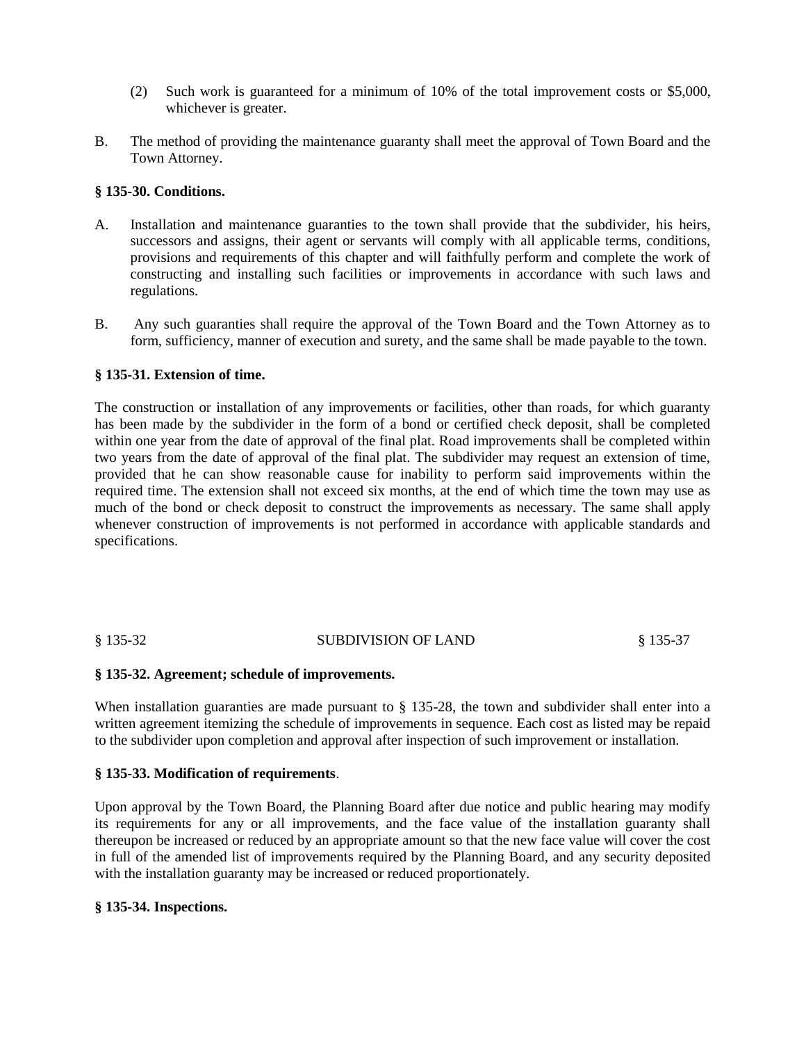(2) Such work is guaranteed for a minimum of 10% of the total improvement costs or $5,000, whichever is greater.

B. The method of providing the maintenance guaranty shall meet the approval of Town Board and the Town Attorney.

**§ 135-30. Conditions.**

A. Installation and maintenance guaranties to the town shall provide that the subdivider, his heirs, successors and assigns, their agent or servants will comply with all applicable terms, conditions, provisions and requirements of this chapter and will faithfully perform and complete the work of constructing and installing such facilities or improvements in accordance with such laws and regulations.

B. Any such guaranties shall require the approval of the Town Board and the Town Attorney as to form, sufficiency, manner of execution and surety, and the same shall be made payable to the town.

**§ 135-31. Extension of time.**

The construction or installation of any improvements or facilities, other than roads, for which guaranty has been made by the subdivider in the form of a bond or certified check deposit, shall be completed within one year from the date of approval of the final plat. Road improvements shall be completed within two years from the date of approval of the final plat. The subdivider may request an extension of time, provided that he can show reasonable cause for inability to perform said improvements within the required time. The extension shall not exceed six months, at the end of which time the town may use as much of the bond or check deposit to construct the improvements as necessary. The same shall apply whenever construction of improvements is not performed in accordance with applicable standards and specifications.

**§ 135-32. Agreement; schedule of improvements.**

When installation guaranties are made pursuant to § 135-28, the town and subdivider shall enter into a written agreement itemizing the schedule of improvements in sequence. Each cost as listed may be repaid to the subdivider upon completion and approval after inspection of such improvement or installation.

**§ 135-33. Modification of requirements**.

Upon approval by the Town Board, the Planning Board after due notice and public hearing may modify its requirements for any or all improvements, and the face value of the installation guaranty shall thereupon be increased or reduced by an appropriate amount so that the new face value will cover the cost in full of the amended list of improvements required by the Planning Board, and any security deposited with the installation guaranty may be increased or reduced proportionately.

**§ 135-34. Inspections.**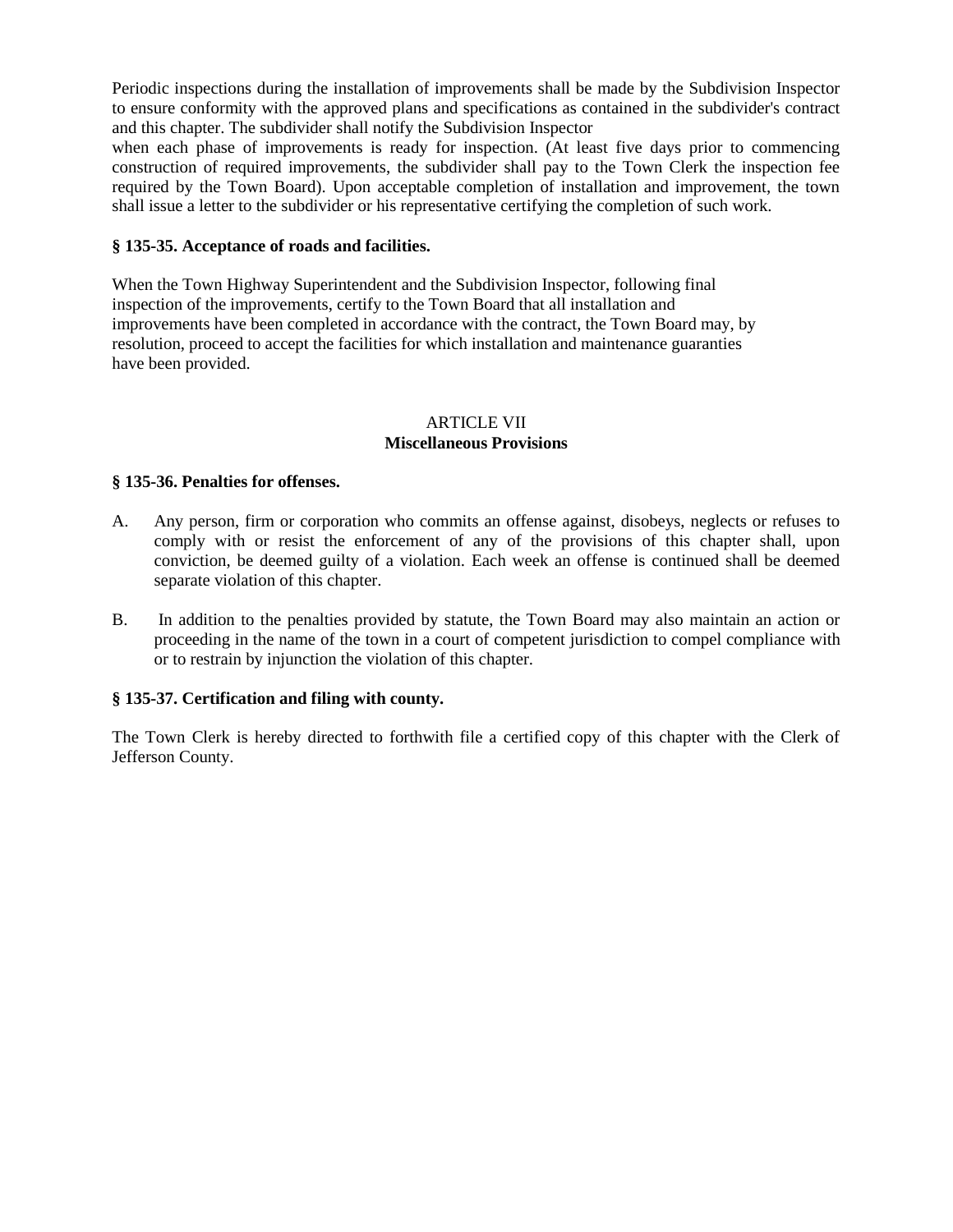Periodic inspections during the installation of improvements shall be made by the Subdivision Inspector to ensure conformity with the approved plans and specifications as contained in the subdivider's contract and this chapter. The subdivider shall notify the Subdivision Inspector
when each phase of improvements is ready for inspection. (At least five days prior to commencing construction of required improvements, the subdivider shall pay to the Town Clerk the inspection fee required by the Town Board). Upon acceptable completion of installation and improvement, the town shall issue a letter to the subdivider or his representative certifying the completion of such work.

### § 135-35. Acceptance of roads and facilities.

When the Town Highway Superintendent and the Subdivision Inspector, following final inspection of the improvements, certify to the Town Board that all installation and improvements have been completed in accordance with the contract, the Town Board may, by resolution, proceed to accept the facilities for which installation and maintenance guaranties have been provided.

## ARTICLE VII
## Miscellaneous Provisions

### § 135-36. Penalties for offenses.

A. Any person, firm or corporation who commits an offense against, disobeys, neglects or refuses to comply with or resist the enforcement of any of the provisions of this chapter shall, upon conviction, be deemed guilty of a violation. Each week an offense is continued shall be deemed separate violation of this chapter.

B. In addition to the penalties provided by statute, the Town Board may also maintain an action or proceeding in the name of the town in a court of competent jurisdiction to compel compliance with or to restrain by injunction the violation of this chapter.

### § 135-37. Certification and filing with county.

The Town Clerk is hereby directed to forthwith file a certified copy of this chapter with the Clerk of Jefferson County.